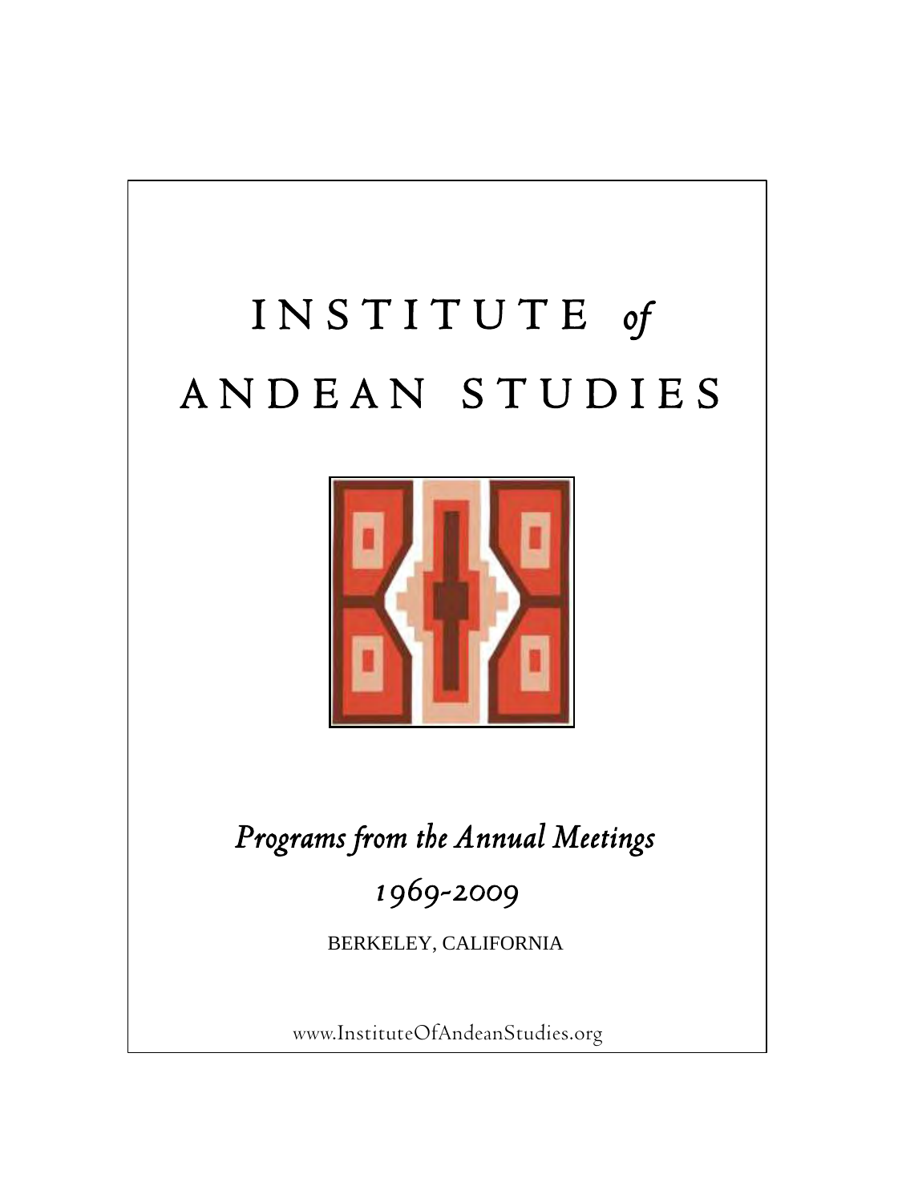# INSTITUTE *of* ANDEAN STUDIES

*Programs from the Annual Meetings*

*1969-2009*

BERKELEY, CALIFORNIA

www.InstituteOfAndeanStudies.org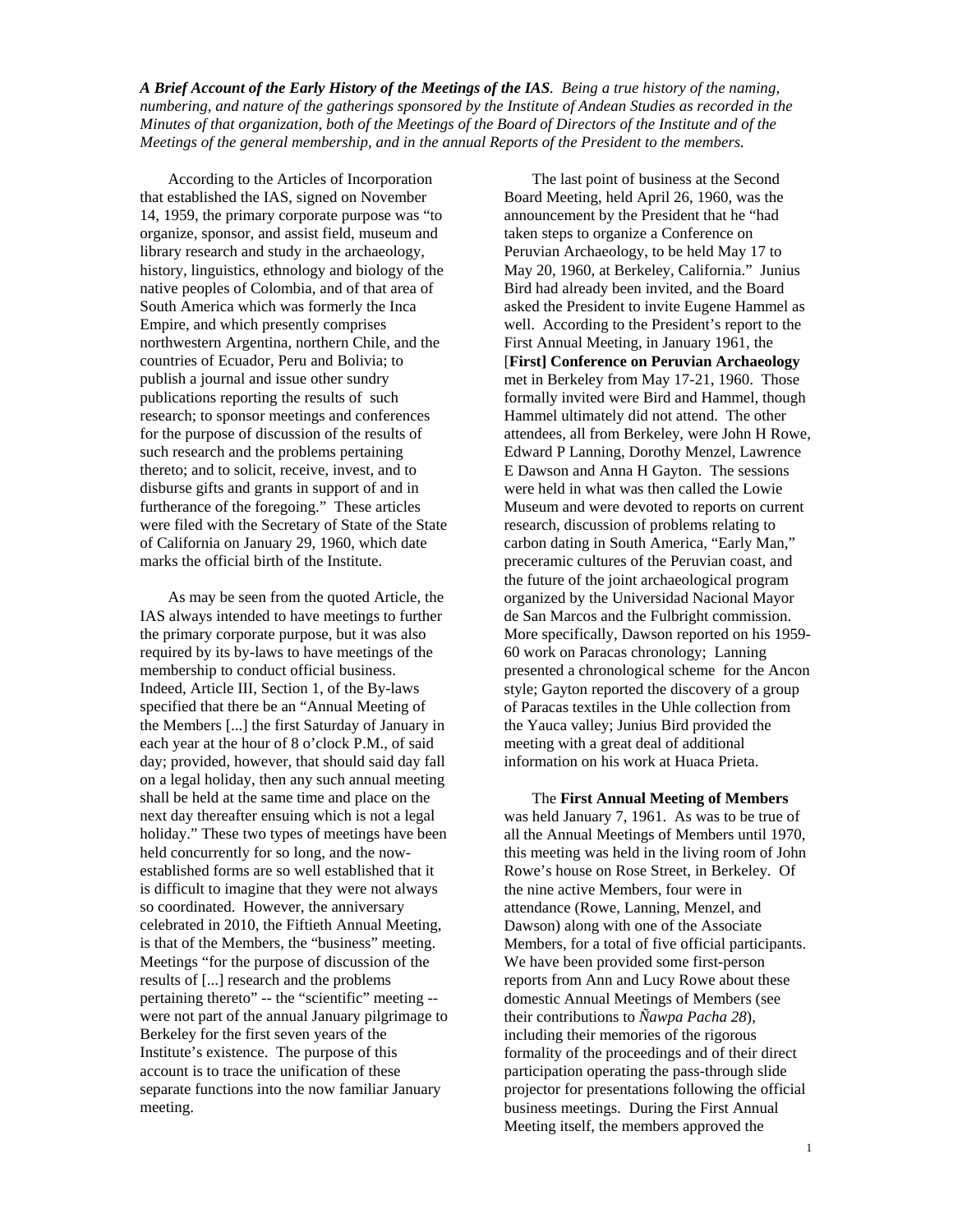***A Brief Account of the Early History of the Meetings of the IAS**. Being a true history of the naming, numbering, and nature of the gatherings sponsored by the Institute of Andean Studies as recorded in the Minutes of that organization, both of the Meetings of the Board of Directors of the Institute and of the Meetings of the general membership, and in the annual Reports of the President to the members.*

According to the Articles of Incorporation that established the IAS, signed on November 14, 1959, the primary corporate purpose was "to organize, sponsor, and assist field, museum and library research and study in the archaeology, history, linguistics, ethnology and biology of the native peoples of Colombia, and of that area of South America which was formerly the Inca Empire, and which presently comprises northwestern Argentina, northern Chile, and the countries of Ecuador, Peru and Bolivia; to publish a journal and issue other sundry publications reporting the results of such research; to sponsor meetings and conferences for the purpose of discussion of the results of such research and the problems pertaining thereto; and to solicit, receive, invest, and to disburse gifts and grants in support of and in furtherance of the foregoing." These articles were filed with the Secretary of State of the State of California on January 29, 1960, which date marks the official birth of the Institute.

As may be seen from the quoted Article, the IAS always intended to have meetings to further the primary corporate purpose, but it was also required by its by-laws to have meetings of the membership to conduct official business. Indeed, Article III, Section 1, of the By-laws specified that there be an "Annual Meeting of the Members [...] the first Saturday of January in each year at the hour of 8 o'clock P.M., of said day; provided, however, that should said day fall on a legal holiday, then any such annual meeting shall be held at the same time and place on the next day thereafter ensuing which is not a legal holiday." These two types of meetings have been held concurrently for so long, and the now-established forms are so well established that it is difficult to imagine that they were not always so coordinated. However, the anniversary celebrated in 2010, the Fiftieth Annual Meeting, is that of the Members, the "business" meeting. Meetings "for the purpose of discussion of the results of [...] research and the problems pertaining thereto" -- the "scientific" meeting -- were not part of the annual January pilgrimage to Berkeley for the first seven years of the Institute's existence. The purpose of this account is to trace the unification of these separate functions into the now familiar January meeting.

The last point of business at the Second Board Meeting, held April 26, 1960, was the announcement by the President that he "had taken steps to organize a Conference on Peruvian Archaeology, to be held May 17 to May 20, 1960, at Berkeley, California." Junius Bird had already been invited, and the Board asked the President to invite Eugene Hammel as well. According to the President's report to the First Annual Meeting, in January 1961, the [**First] Conference on Peruvian Archaeology** met in Berkeley from May 17-21, 1960. Those formally invited were Bird and Hammel, though Hammel ultimately did not attend. The other attendees, all from Berkeley, were John H Rowe, Edward P Lanning, Dorothy Menzel, Lawrence E Dawson and Anna H Gayton. The sessions were held in what was then called the Lowie Museum and were devoted to reports on current research, discussion of problems relating to carbon dating in South America, "Early Man," preceramic cultures of the Peruvian coast, and the future of the joint archaeological program organized by the Universidad Nacional Mayor de San Marcos and the Fulbright commission. More specifically, Dawson reported on his 1959-60 work on Paracas chronology; Lanning presented a chronological scheme for the Ancon style; Gayton reported the discovery of a group of Paracas textiles in the Uhle collection from the Yauca valley; Junius Bird provided the meeting with a great deal of additional information on his work at Huaca Prieta.

The **First Annual Meeting of Members** was held January 7, 1961. As was to be true of all the Annual Meetings of Members until 1970, this meeting was held in the living room of John Rowe's house on Rose Street, in Berkeley. Of the nine active Members, four were in attendance (Rowe, Lanning, Menzel, and Dawson) along with one of the Associate Members, for a total of five official participants. We have been provided some first-person reports from Ann and Lucy Rowe about these domestic Annual Meetings of Members (see their contributions to *Ñawpa Pacha 28*), including their memories of the rigorous formality of the proceedings and of their direct participation operating the pass-through slide projector for presentations following the official business meetings. During the First Annual Meeting itself, the members approved the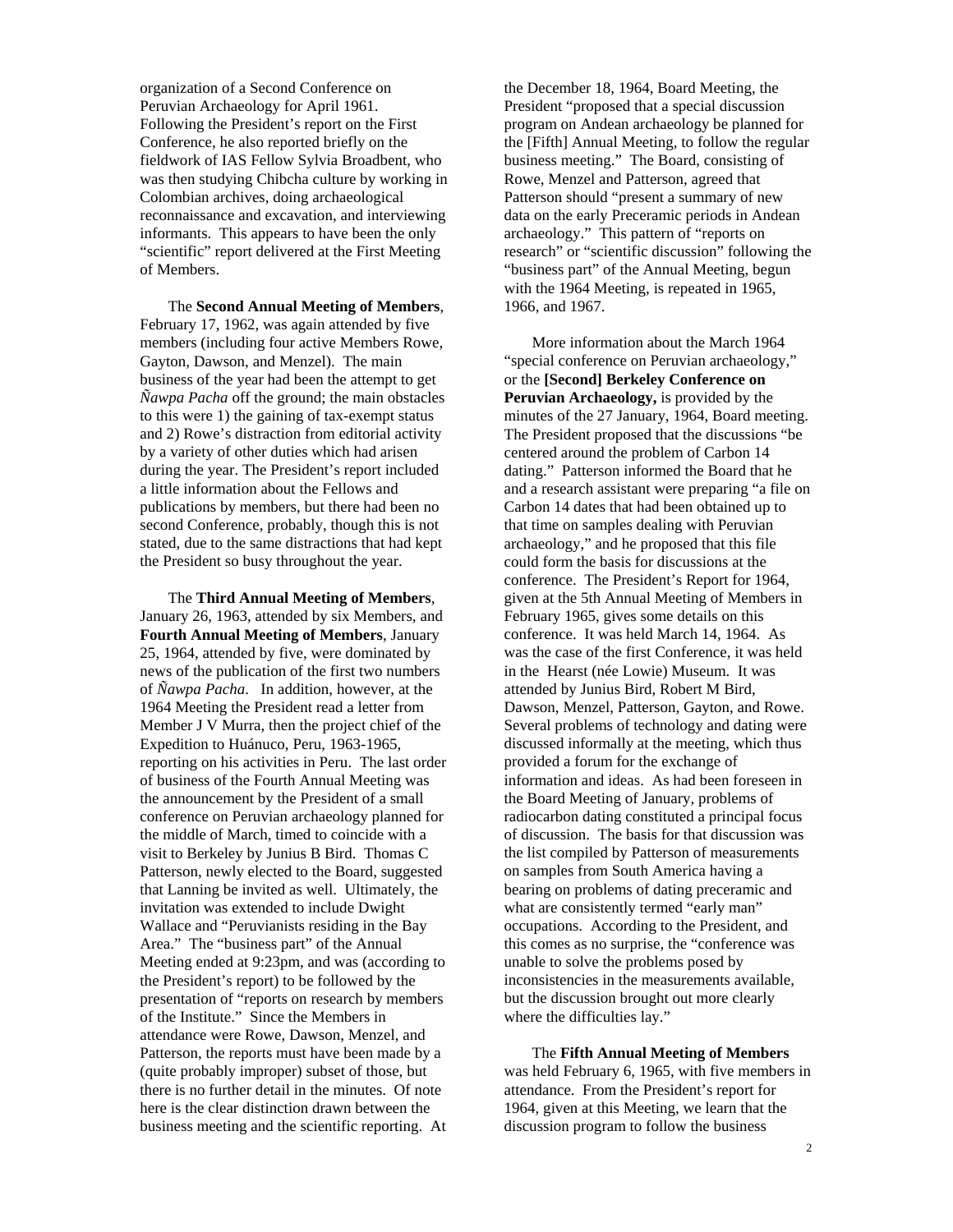organization of a Second Conference on Peruvian Archaeology for April 1961. Following the President's report on the First Conference, he also reported briefly on the fieldwork of IAS Fellow Sylvia Broadbent, who was then studying Chibcha culture by working in Colombian archives, doing archaeological reconnaissance and excavation, and interviewing informants. This appears to have been the only "scientific" report delivered at the First Meeting of Members.

The **Second Annual Meeting of Members**, February 17, 1962, was again attended by five members (including four active Members Rowe, Gayton, Dawson, and Menzel). The main business of the year had been the attempt to get *Ñawpa Pacha* off the ground; the main obstacles to this were 1) the gaining of tax-exempt status and 2) Rowe's distraction from editorial activity by a variety of other duties which had arisen during the year. The President's report included a little information about the Fellows and publications by members, but there had been no second Conference, probably, though this is not stated, due to the same distractions that had kept the President so busy throughout the year.

The **Third Annual Meeting of Members**, January 26, 1963, attended by six Members, and **Fourth Annual Meeting of Members**, January 25, 1964, attended by five, were dominated by news of the publication of the first two numbers of *Ñawpa Pacha*. In addition, however, at the 1964 Meeting the President read a letter from Member J V Murra, then the project chief of the Expedition to Huánuco, Peru, 1963-1965, reporting on his activities in Peru. The last order of business of the Fourth Annual Meeting was the announcement by the President of a small conference on Peruvian archaeology planned for the middle of March, timed to coincide with a visit to Berkeley by Junius B Bird. Thomas C Patterson, newly elected to the Board, suggested that Lanning be invited as well. Ultimately, the invitation was extended to include Dwight Wallace and "Peruvianists residing in the Bay Area." The "business part" of the Annual Meeting ended at 9:23pm, and was (according to the President's report) to be followed by the presentation of "reports on research by members of the Institute." Since the Members in attendance were Rowe, Dawson, Menzel, and Patterson, the reports must have been made by a (quite probably improper) subset of those, but there is no further detail in the minutes. Of note here is the clear distinction drawn between the business meeting and the scientific reporting. At the December 18, 1964, Board Meeting, the President "proposed that a special discussion program on Andean archaeology be planned for the [Fifth] Annual Meeting, to follow the regular business meeting." The Board, consisting of Rowe, Menzel and Patterson, agreed that Patterson should "present a summary of new data on the early Preceramic periods in Andean archaeology." This pattern of "reports on research" or "scientific discussion" following the "business part" of the Annual Meeting, begun with the 1964 Meeting, is repeated in 1965, 1966, and 1967.

More information about the March 1964 "special conference on Peruvian archaeology," or the **[Second] Berkeley Conference on Peruvian Archaeology,** is provided by the minutes of the 27 January, 1964, Board meeting. The President proposed that the discussions "be centered around the problem of Carbon 14 dating." Patterson informed the Board that he and a research assistant were preparing "a file on Carbon 14 dates that had been obtained up to that time on samples dealing with Peruvian archaeology," and he proposed that this file could form the basis for discussions at the conference. The President's Report for 1964, given at the 5th Annual Meeting of Members in February 1965, gives some details on this conference. It was held March 14, 1964. As was the case of the first Conference, it was held in the Hearst (née Lowie) Museum. It was attended by Junius Bird, Robert M Bird, Dawson, Menzel, Patterson, Gayton, and Rowe. Several problems of technology and dating were discussed informally at the meeting, which thus provided a forum for the exchange of information and ideas. As had been foreseen in the Board Meeting of January, problems of radiocarbon dating constituted a principal focus of discussion. The basis for that discussion was the list compiled by Patterson of measurements on samples from South America having a bearing on problems of dating preceramic and what are consistently termed "early man" occupations. According to the President, and this comes as no surprise, the "conference was unable to solve the problems posed by inconsistencies in the measurements available, but the discussion brought out more clearly where the difficulties lay."

The **Fifth Annual Meeting of Members** was held February 6, 1965, with five members in attendance. From the President's report for 1964, given at this Meeting, we learn that the discussion program to follow the business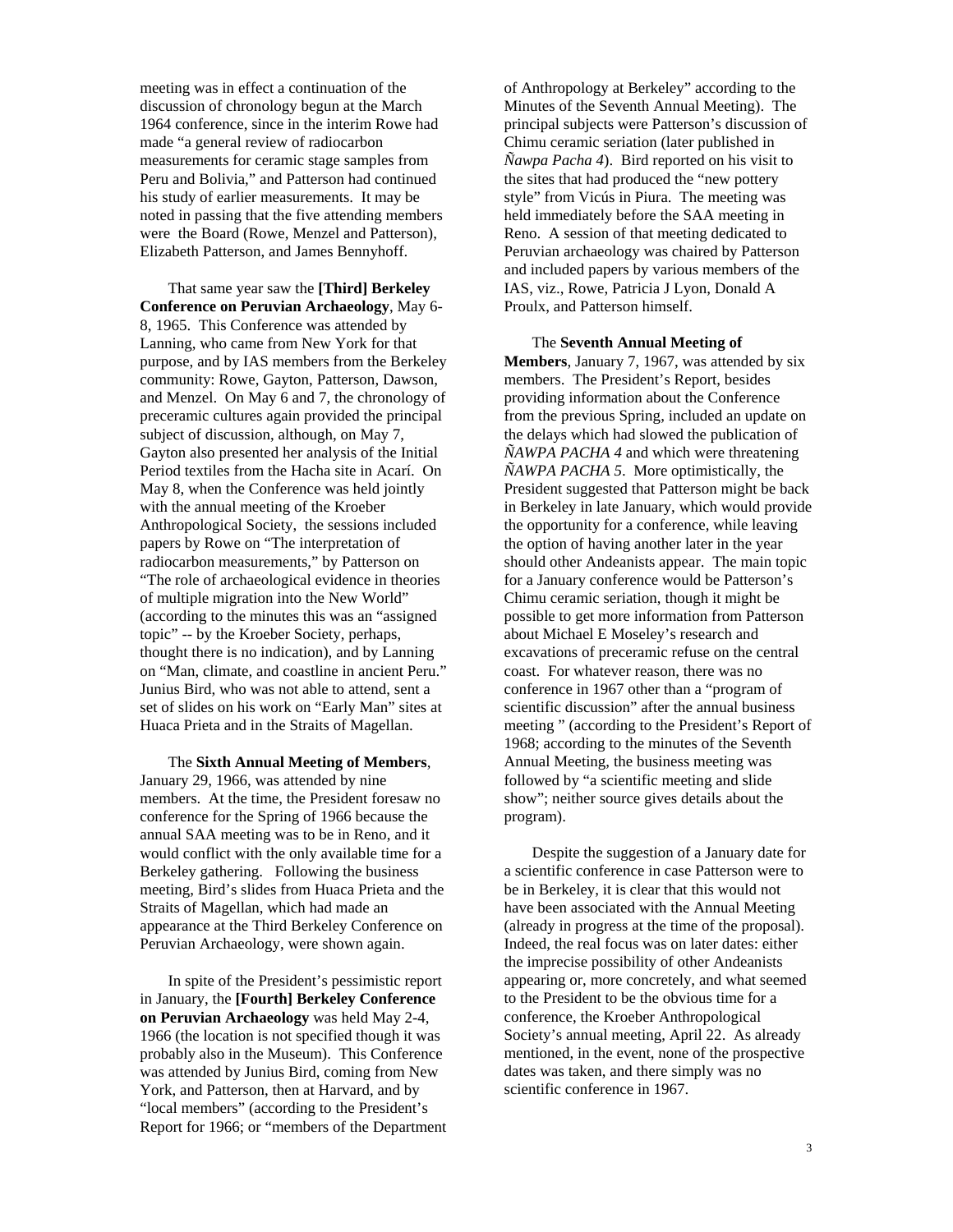meeting was in effect a continuation of the discussion of chronology begun at the March 1964 conference, since in the interim Rowe had made "a general review of radiocarbon measurements for ceramic stage samples from Peru and Bolivia," and Patterson had continued his study of earlier measurements. It may be noted in passing that the five attending members were the Board (Rowe, Menzel and Patterson), Elizabeth Patterson, and James Bennyhoff.

That same year saw the **[Third] Berkeley Conference on Peruvian Archaeology**, May 6-8, 1965. This Conference was attended by Lanning, who came from New York for that purpose, and by IAS members from the Berkeley community: Rowe, Gayton, Patterson, Dawson, and Menzel. On May 6 and 7, the chronology of preceramic cultures again provided the principal subject of discussion, although, on May 7, Gayton also presented her analysis of the Initial Period textiles from the Hacha site in Acarí. On May 8, when the Conference was held jointly with the annual meeting of the Kroeber Anthropological Society, the sessions included papers by Rowe on "The interpretation of radiocarbon measurements," by Patterson on "The role of archaeological evidence in theories of multiple migration into the New World" (according to the minutes this was an "assigned topic" -- by the Kroeber Society, perhaps, thought there is no indication), and by Lanning on "Man, climate, and coastline in ancient Peru." Junius Bird, who was not able to attend, sent a set of slides on his work on "Early Man" sites at Huaca Prieta and in the Straits of Magellan.

The **Sixth Annual Meeting of Members**, January 29, 1966, was attended by nine members. At the time, the President foresaw no conference for the Spring of 1966 because the annual SAA meeting was to be in Reno, and it would conflict with the only available time for a Berkeley gathering. Following the business meeting, Bird's slides from Huaca Prieta and the Straits of Magellan, which had made an appearance at the Third Berkeley Conference on Peruvian Archaeology, were shown again.

In spite of the President's pessimistic report in January, the **[Fourth] Berkeley Conference on Peruvian Archaeology** was held May 2-4, 1966 (the location is not specified though it was probably also in the Museum). This Conference was attended by Junius Bird, coming from New York, and Patterson, then at Harvard, and by "local members" (according to the President's Report for 1966; or "members of the Department of Anthropology at Berkeley" according to the Minutes of the Seventh Annual Meeting). The principal subjects were Patterson's discussion of Chimu ceramic seriation (later published in *Ñawpa Pacha 4*). Bird reported on his visit to the sites that had produced the "new pottery style" from Vicús in Piura. The meeting was held immediately before the SAA meeting in Reno. A session of that meeting dedicated to Peruvian archaeology was chaired by Patterson and included papers by various members of the IAS, viz., Rowe, Patricia J Lyon, Donald A Proulx, and Patterson himself.

The **Seventh Annual Meeting of Members**, January 7, 1967, was attended by six members. The President's Report, besides providing information about the Conference from the previous Spring, included an update on the delays which had slowed the publication of *ÑAWPA PACHA 4* and which were threatening *ÑAWPA PACHA 5*. More optimistically, the President suggested that Patterson might be back in Berkeley in late January, which would provide the opportunity for a conference, while leaving the option of having another later in the year should other Andeanists appear. The main topic for a January conference would be Patterson's Chimu ceramic seriation, though it might be possible to get more information from Patterson about Michael E Moseley's research and excavations of preceramic refuse on the central coast. For whatever reason, there was no conference in 1967 other than a "program of scientific discussion" after the annual business meeting " (according to the President's Report of 1968; according to the minutes of the Seventh Annual Meeting, the business meeting was followed by "a scientific meeting and slide show"; neither source gives details about the program).

Despite the suggestion of a January date for a scientific conference in case Patterson were to be in Berkeley, it is clear that this would not have been associated with the Annual Meeting (already in progress at the time of the proposal). Indeed, the real focus was on later dates: either the imprecise possibility of other Andeanists appearing or, more concretely, and what seemed to the President to be the obvious time for a conference, the Kroeber Anthropological Society's annual meeting, April 22. As already mentioned, in the event, none of the prospective dates was taken, and there simply was no scientific conference in 1967.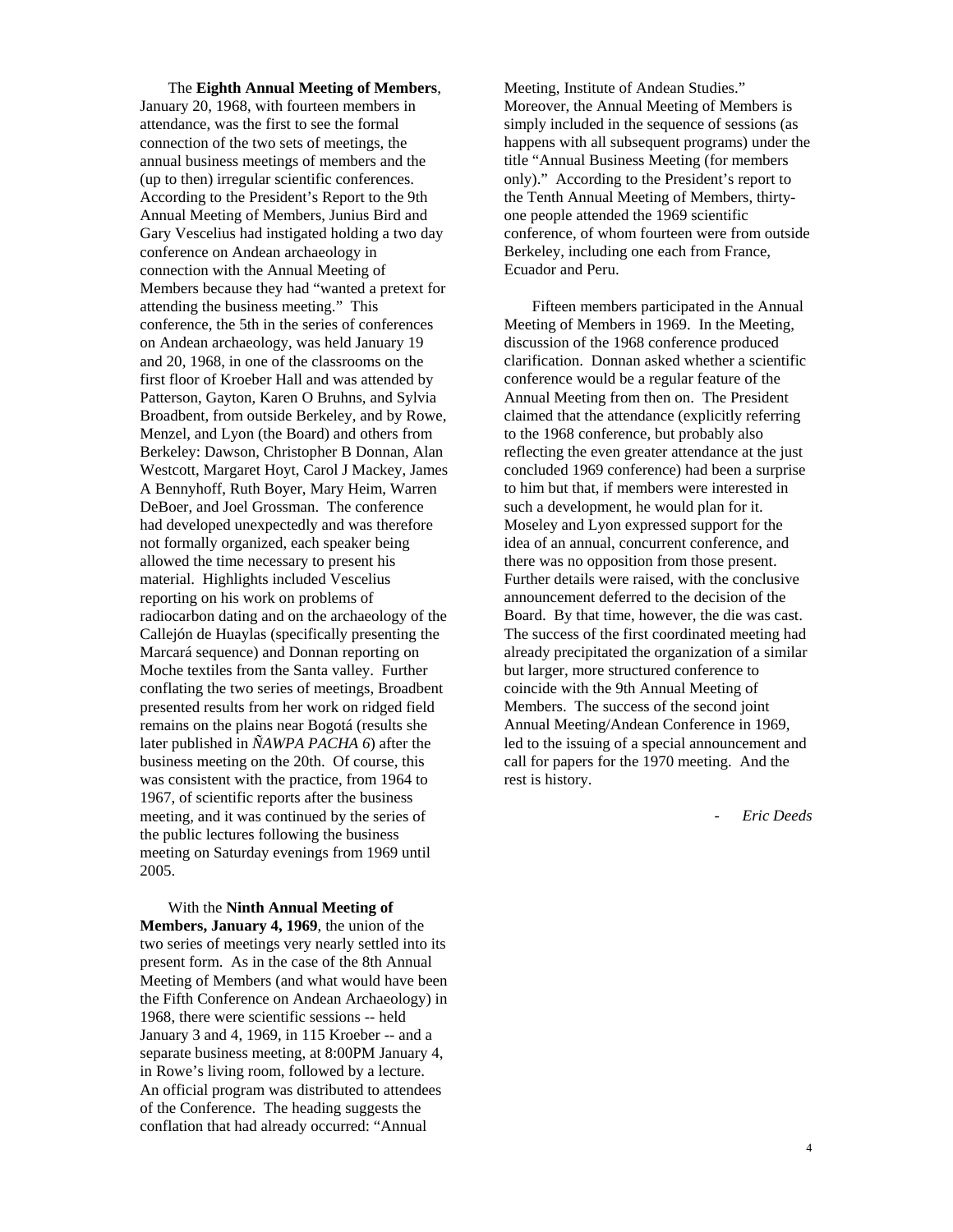The **Eighth Annual Meeting of Members**, January 20, 1968, with fourteen members in attendance, was the first to see the formal connection of the two sets of meetings, the annual business meetings of members and the (up to then) irregular scientific conferences. According to the President's Report to the 9th Annual Meeting of Members, Junius Bird and Gary Vescelius had instigated holding a two day conference on Andean archaeology in connection with the Annual Meeting of Members because they had "wanted a pretext for attending the business meeting." This conference, the 5th in the series of conferences on Andean archaeology, was held January 19 and 20, 1968, in one of the classrooms on the first floor of Kroeber Hall and was attended by Patterson, Gayton, Karen O Bruhns, and Sylvia Broadbent, from outside Berkeley, and by Rowe, Menzel, and Lyon (the Board) and others from Berkeley: Dawson, Christopher B Donnan, Alan Westcott, Margaret Hoyt, Carol J Mackey, James A Bennyhoff, Ruth Boyer, Mary Heim, Warren DeBoer, and Joel Grossman. The conference had developed unexpectedly and was therefore not formally organized, each speaker being allowed the time necessary to present his material. Highlights included Vescelius reporting on his work on problems of radiocarbon dating and on the archaeology of the Callejón de Huaylas (specifically presenting the Marcará sequence) and Donnan reporting on Moche textiles from the Santa valley. Further conflating the two series of meetings, Broadbent presented results from her work on ridged field remains on the plains near Bogotá (results she later published in *ÑAWPA PACHA 6*) after the business meeting on the 20th. Of course, this was consistent with the practice, from 1964 to 1967, of scientific reports after the business meeting, and it was continued by the series of the public lectures following the business meeting on Saturday evenings from 1969 until 2005.

With the **Ninth Annual Meeting of Members, January 4, 1969**, the union of the two series of meetings very nearly settled into its present form. As in the case of the 8th Annual Meeting of Members (and what would have been the Fifth Conference on Andean Archaeology) in 1968, there were scientific sessions -- held January 3 and 4, 1969, in 115 Kroeber -- and a separate business meeting, at 8:00PM January 4, in Rowe's living room, followed by a lecture. An official program was distributed to attendees of the Conference. The heading suggests the conflation that had already occurred: "Annual Meeting, Institute of Andean Studies." Moreover, the Annual Meeting of Members is simply included in the sequence of sessions (as happens with all subsequent programs) under the title "Annual Business Meeting (for members only)." According to the President's report to the Tenth Annual Meeting of Members, thirty-one people attended the 1969 scientific conference, of whom fourteen were from outside Berkeley, including one each from France, Ecuador and Peru.

Fifteen members participated in the Annual Meeting of Members in 1969. In the Meeting, discussion of the 1968 conference produced clarification. Donnan asked whether a scientific conference would be a regular feature of the Annual Meeting from then on. The President claimed that the attendance (explicitly referring to the 1968 conference, but probably also reflecting the even greater attendance at the just concluded 1969 conference) had been a surprise to him but that, if members were interested in such a development, he would plan for it. Moseley and Lyon expressed support for the idea of an annual, concurrent conference, and there was no opposition from those present. Further details were raised, with the conclusive announcement deferred to the decision of the Board. By that time, however, the die was cast. The success of the first coordinated meeting had already precipitated the organization of a similar but larger, more structured conference to coincide with the 9th Annual Meeting of Members. The success of the second joint Annual Meeting/Andean Conference in 1969, led to the issuing of a special announcement and call for papers for the 1970 meeting. And the rest is history.

\- *Eric Deeds*